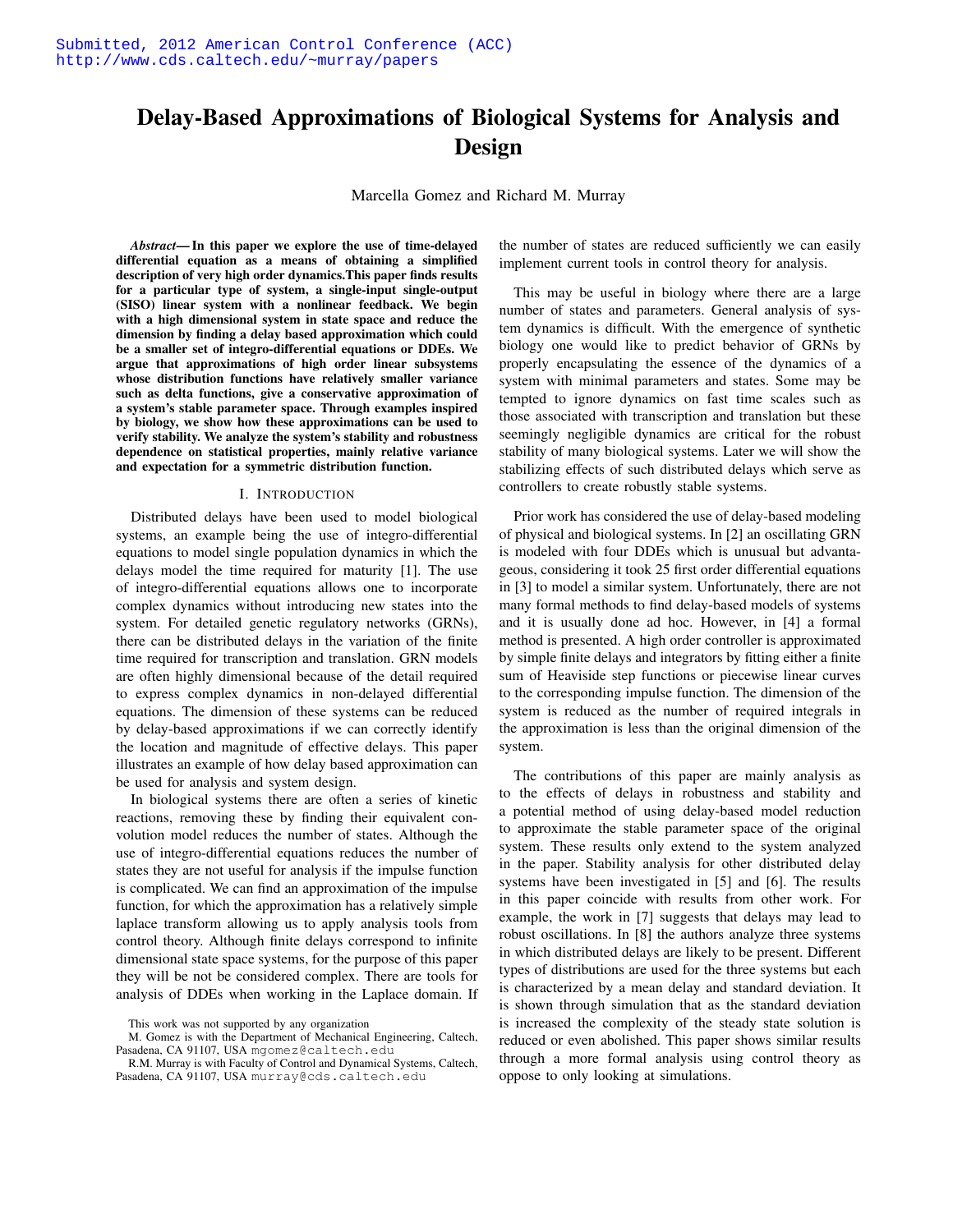Submitted, 2012 American Control Conference (ACC)
http://www.cds.caltech.edu/~murray/papers

# Delay-Based Approximations of Biological Systems for Analysis and Design

Marcella Gomez and Richard M. Murray

***Abstract*— In this paper we explore the use of time-delayed differential equation as a means of obtaining a simplified description of very high order dynamics.This paper finds results for a particular type of system, a single-input single-output (SISO) linear system with a nonlinear feedback. We begin with a high dimensional system in state space and reduce the dimension by finding a delay based approximation which could be a smaller set of integro-differential equations or DDEs. We argue that approximations of high order linear subsystems whose distribution functions have relatively smaller variance such as delta functions, give a conservative approximation of a system's stable parameter space. Through examples inspired by biology, we show how these approximations can be used to verify stability. We analyze the system's stability and robustness dependence on statistical properties, mainly relative variance and expectation for a symmetric distribution function.**

## I. Introduction

Distributed delays have been used to model biological systems, an example being the use of integro-differential equations to model single population dynamics in which the delays model the time required for maturity [1]. The use of integro-differential equations allows one to incorporate complex dynamics without introducing new states into the system. For detailed genetic regulatory networks (GRNs), there can be distributed delays in the variation of the finite time required for transcription and translation. GRN models are often highly dimensional because of the detail required to express complex dynamics in non-delayed differential equations. The dimension of these systems can be reduced by delay-based approximations if we can correctly identify the location and magnitude of effective delays. This paper illustrates an example of how delay based approximation can be used for analysis and system design.

In biological systems there are often a series of kinetic reactions, removing these by finding their equivalent convolution model reduces the number of states. Although the use of integro-differential equations reduces the number of states they are not useful for analysis if the impulse function is complicated. We can find an approximation of the impulse function, for which the approximation has a relatively simple laplace transform allowing us to apply analysis tools from control theory. Although finite delays correspond to infinite dimensional state space systems, for the purpose of this paper they will be not be considered complex. There are tools for analysis of DDEs when working in the Laplace domain. If the number of states are reduced sufficiently we can easily implement current tools in control theory for analysis.

This may be useful in biology where there are a large number of states and parameters. General analysis of system dynamics is difficult. With the emergence of synthetic biology one would like to predict behavior of GRNs by properly encapsulating the essence of the dynamics of a system with minimal parameters and states. Some may be tempted to ignore dynamics on fast time scales such as those associated with transcription and translation but these seemingly negligible dynamics are critical for the robust stability of many biological systems. Later we will show the stabilizing effects of such distributed delays which serve as controllers to create robustly stable systems.

Prior work has considered the use of delay-based modeling of physical and biological systems. In [2] an oscillating GRN is modeled with four DDEs which is unusual but advantageous, considering it took 25 first order differential equations in [3] to model a similar system. Unfortunately, there are not many formal methods to find delay-based models of systems and it is usually done ad hoc. However, in [4] a formal method is presented. A high order controller is approximated by simple finite delays and integrators by fitting either a finite sum of Heaviside step functions or piecewise linear curves to the corresponding impulse function. The dimension of the system is reduced as the number of required integrals in the approximation is less than the original dimension of the system.

The contributions of this paper are mainly analysis as to the effects of delays in robustness and stability and a potential method of using delay-based model reduction to approximate the stable parameter space of the original system. These results only extend to the system analyzed in the paper. Stability analysis for other distributed delay systems have been investigated in [5] and [6]. The results in this paper coincide with results from other work. For example, the work in [7] suggests that delays may lead to robust oscillations. In [8] the authors analyze three systems in which distributed delays are likely to be present. Different types of distributions are used for the three systems but each is characterized by a mean delay and standard deviation. It is shown through simulation that as the standard deviation is increased the complexity of the steady state solution is reduced or even abolished. This paper shows similar results through a more formal analysis using control theory as oppose to only looking at simulations.

This work was not supported by any organization

M. Gomez is with the Department of Mechanical Engineering, Caltech, Pasadena, CA 91107, USA mgomez@caltech.edu

R.M. Murray is with Faculty of Control and Dynamical Systems, Caltech, Pasadena, CA 91107, USA murray@cds.caltech.edu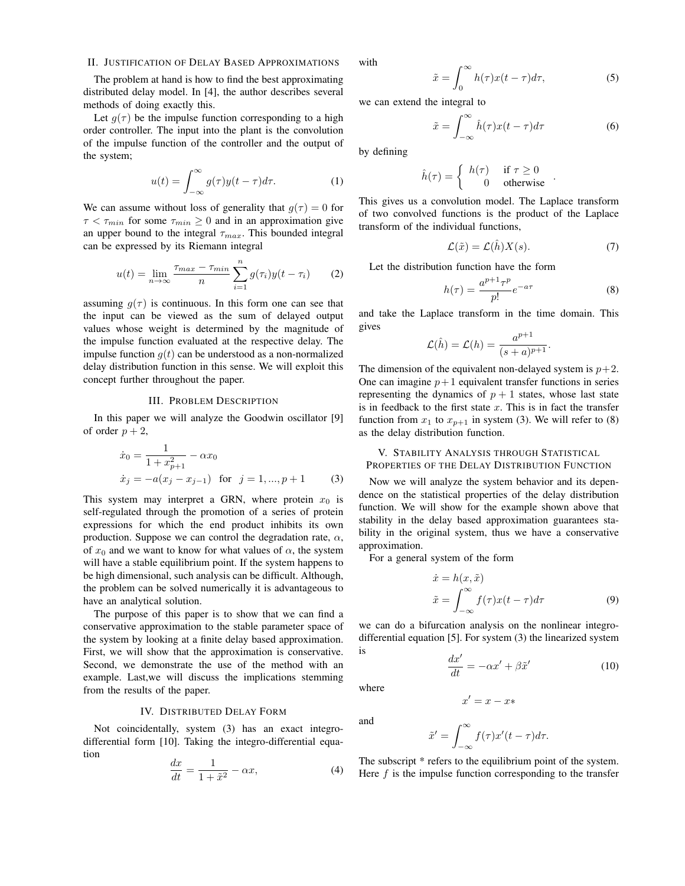## II. Justification of Delay Based Approximations

The problem at hand is how to find the best approximating distributed delay model. In [4], the author describes several methods of doing exactly this.

Let $g(\tau)$ be the impulse function corresponding to a high order controller. The input into the plant is the convolution of the impulse function of the controller and the output of the system;

$$u(t) = \int_{-\infty}^{\infty} g(\tau) y(t-\tau) d\tau. \tag{1}$$

We can assume without loss of generality that $g(\tau) = 0$ for $\tau < \tau_{min}$ for some $\tau_{min} \geq 0$ and in an approximation give an upper bound to the integral $\tau_{max}$. This bounded integral can be expressed by its Riemann integral

$$u(t) = \lim_{n\to\infty} \frac{\tau_{max} - \tau_{min}}{n} \sum_{i=1}^{n} g(\tau_i) y(t - \tau_i) \tag{2}$$

assuming $g(\tau)$ is continuous. In this form one can see that the input can be viewed as the sum of delayed output values whose weight is determined by the magnitude of the impulse function evaluated at the respective delay. The impulse function $g(t)$ can be understood as a non-normalized delay distribution function in this sense. We will exploit this concept further throughout the paper.

## III. Problem Description

In this paper we will analyze the Goodwin oscillator [9] of order $p+2$,

$$\begin{aligned}
\dot{x}_0 &= \frac{1}{1+x_{p+1}^2} - \alpha x_0 \\
\dot{x}_j &= -a(x_j - x_{j-1}) \quad \text{for} \quad j = 1, ..., p+1
\end{aligned} \tag{3}$$

This system may interpret a GRN, where protein $x_0$ is self-regulated through the promotion of a series of protein expressions for which the end product inhibits its own production. Suppose we can control the degradation rate, $\alpha$, of $x_0$ and we want to know for what values of $\alpha$, the system will have a stable equilibrium point. If the system happens to be high dimensional, such analysis can be difficult. Although, the problem can be solved numerically it is advantageous to have an analytical solution.

The purpose of this paper is to show that we can find a conservative approximation to the stable parameter space of the system by looking at a finite delay based approximation. First, we will show that the approximation is conservative. Second, we demonstrate the use of the method with an example. Last,we will discuss the implications stemming from the results of the paper.

## IV. Distributed Delay Form

Not coincidentally, system (3) has an exact integro-differential form [10]. Taking the integro-differential equation

$$\frac{dx}{dt} = \frac{1}{1+\tilde{x}^2} - \alpha x, \tag{4}$$

with

$$\tilde{x} = \int_0^{\infty} h(\tau) x(t-\tau) d\tau, \tag{5}$$

we can extend the integral to

$$\tilde{x} = \int_{-\infty}^{\infty} \hat{h}(\tau) x(t-\tau) d\tau \tag{6}$$

by defining

$$\hat{h}(\tau) = \begin{cases} h(\tau) & \text{if } \tau \geq 0 \\ 0 & \text{otherwise} \end{cases}.$$

This gives us a convolution model. The Laplace transform of two convolved functions is the product of the Laplace transform of the individual functions,

$$\mathcal{L}(\tilde{x}) = \mathcal{L}(\hat{h}) X(s). \tag{7}$$

Let the distribution function have the form

$$h(\tau) = \frac{a^{p+1}\tau^p}{p!} e^{-a\tau} \tag{8}$$

and take the Laplace transform in the time domain. This gives

$$\mathcal{L}(\hat{h}) = \mathcal{L}(h) = \frac{a^{p+1}}{(s+a)^{p+1}}.$$

The dimension of the equivalent non-delayed system is $p+2$. One can imagine $p+1$ equivalent transfer functions in series representing the dynamics of $p+1$ states, whose last state is in feedback to the first state $x$. This is in fact the transfer function from $x_1$ to $x_{p+1}$ in system (3). We will refer to (8) as the delay distribution function.

## V. Stability Analysis through Statistical Properties of the Delay Distribution Function

Now we will analyze the system behavior and its dependence on the statistical properties of the delay distribution function. We will show for the example shown above that stability in the delay based approximation guarantees stability in the original system, thus we have a conservative approximation.

For a general system of the form

$$\begin{aligned}
\dot{x} &= h(x, \tilde{x}) \\
\tilde{x} &= \int_{-\infty}^{\infty} f(\tau) x(t-\tau) d\tau
\end{aligned} \tag{9}$$

we can do a bifurcation analysis on the nonlinear integro-differential equation [5]. For system (3) the linearized system is

$$\frac{dx'}{dt} = -\alpha x' + \beta \tilde{x}' \tag{10}$$

where

$$x' = x - x*$$

and

$$\tilde{x}' = \int_{-\infty}^{\infty} f(\tau) x'(t-\tau) d\tau.$$

The subscript * refers to the equilibrium point of the system. Here $f$ is the impulse function corresponding to the transfer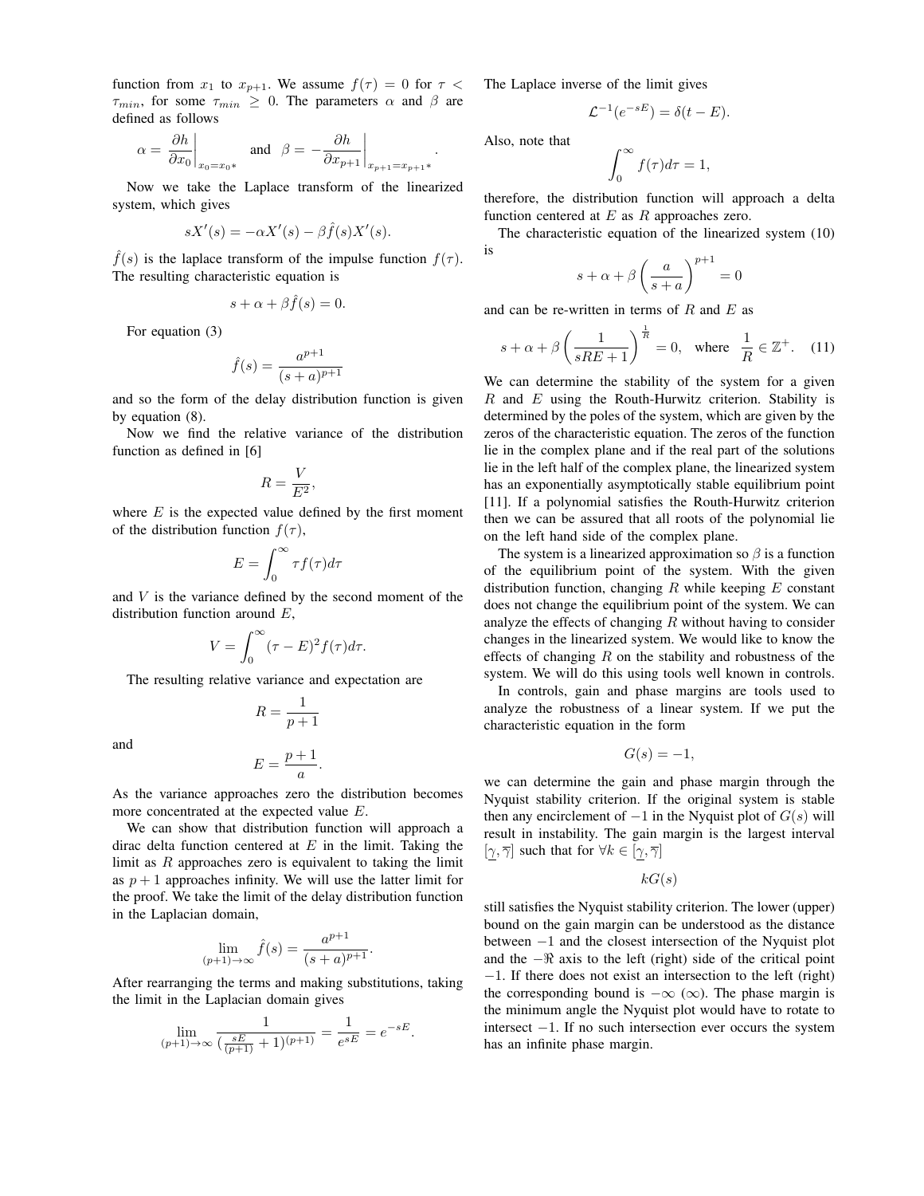function from $x_1$ to $x_{p+1}$. We assume $f(\tau) = 0$ for $\tau < \tau_{min}$, for some $\tau_{min} \geq 0$. The parameters $\alpha$ and $\beta$ are defined as follows

$$\alpha = \left.\frac{\partial h}{\partial x_0}\right|_{x_0 = x_{0*}} \quad \text{and} \quad \beta = -\left.\frac{\partial h}{\partial x_{p+1}}\right|_{x_{p+1} = x_{p+1*}}.$$

Now we take the Laplace transform of the linearized system, which gives

$$sX'(s) = -\alpha X'(s) - \beta \hat{f}(s) X'(s).$$

$\hat{f}(s)$ is the laplace transform of the impulse function $f(\tau)$. The resulting characteristic equation is

$$s + \alpha + \beta \hat{f}(s) = 0.$$

For equation (3)

$$\hat{f}(s) = \frac{a^{p+1}}{(s+a)^{p+1}}$$

and so the form of the delay distribution function is given by equation (8).

Now we find the relative variance of the distribution function as defined in [6]

$$R = \frac{V}{E^2},$$

where $E$ is the expected value defined by the first moment of the distribution function $f(\tau)$,

$$E = \int_0^\infty \tau f(\tau) d\tau$$

and $V$ is the variance defined by the second moment of the distribution function around $E$,

$$V = \int_0^\infty (\tau - E)^2 f(\tau) d\tau.$$

The resulting relative variance and expectation are

$$R = \frac{1}{p+1}$$

and

$$E = \frac{p+1}{a}.$$

As the variance approaches zero the distribution becomes more concentrated at the expected value $E$.

We can show that distribution function will approach a dirac delta function centered at $E$ in the limit. Taking the limit as $R$ approaches zero is equivalent to taking the limit as $p+1$ approaches infinity. We will use the latter limit for the proof. We take the limit of the delay distribution function in the Laplacian domain,

$$\lim_{(p+1)\to\infty} \hat{f}(s) = \frac{a^{p+1}}{(s+a)^{p+1}}.$$

After rearranging the terms and making substitutions, taking the limit in the Laplacian domain gives

$$\lim_{(p+1)\to\infty} \frac{1}{(\frac{sE}{(p+1)} + 1)^{(p+1)}} = \frac{1}{e^{sE}} = e^{-sE}.$$

The Laplace inverse of the limit gives

$$\mathcal{L}^{-1}(e^{-sE}) = \delta(t - E).$$

Also, note that

$$\int_0^\infty f(\tau) d\tau = 1,$$

therefore, the distribution function will approach a delta function centered at $E$ as $R$ approaches zero.

The characteristic equation of the linearized system (10) is

$$s + \alpha + \beta \left(\frac{a}{s+a}\right)^{p+1} = 0$$

and can be re-written in terms of $R$ and $E$ as

$$s + \alpha + \beta \left(\frac{1}{sRE + 1}\right)^{\frac{1}{R}} = 0, \quad \text{where} \quad \frac{1}{R} \in \mathbb{Z}^+. \quad (11)$$

We can determine the stability of the system for a given $R$ and $E$ using the Routh-Hurwitz criterion. Stability is determined by the poles of the system, which are given by the zeros of the characteristic equation. The zeros of the function lie in the complex plane and if the real part of the solutions lie in the left half of the complex plane, the linearized system has an exponentially asymptotically stable equilibrium point [11]. If a polynomial satisfies the Routh-Hurwitz criterion then we can be assured that all roots of the polynomial lie on the left hand side of the complex plane.

The system is a linearized approximation so $\beta$ is a function of the equilibrium point of the system. With the given distribution function, changing $R$ while keeping $E$ constant does not change the equilibrium point of the system. We can analyze the effects of changing $R$ without having to consider changes in the linearized system. We would like to know the effects of changing $R$ on the stability and robustness of the system. We will do this using tools well known in controls.

In controls, gain and phase margins are tools used to analyze the robustness of a linear system. If we put the characteristic equation in the form

$$G(s) = -1,$$

we can determine the gain and phase margin through the Nyquist stability criterion. If the original system is stable then any encirclement of $-1$ in the Nyquist plot of $G(s)$ will result in instability. The gain margin is the largest interval $[\underline{\gamma}, \overline{\gamma}]$ such that for $\forall k \in [\underline{\gamma}, \overline{\gamma}]$

$$kG(s)$$

still satisfies the Nyquist stability criterion. The lower (upper) bound on the gain margin can be understood as the distance between $-1$ and the closest intersection of the Nyquist plot and the $-\Re$ axis to the left (right) side of the critical point $-1$. If there does not exist an intersection to the left (right) the corresponding bound is $-\infty$ ($\infty$). The phase margin is the minimum angle the Nyquist plot would have to rotate to intersect $-1$. If no such intersection ever occurs the system has an infinite phase margin.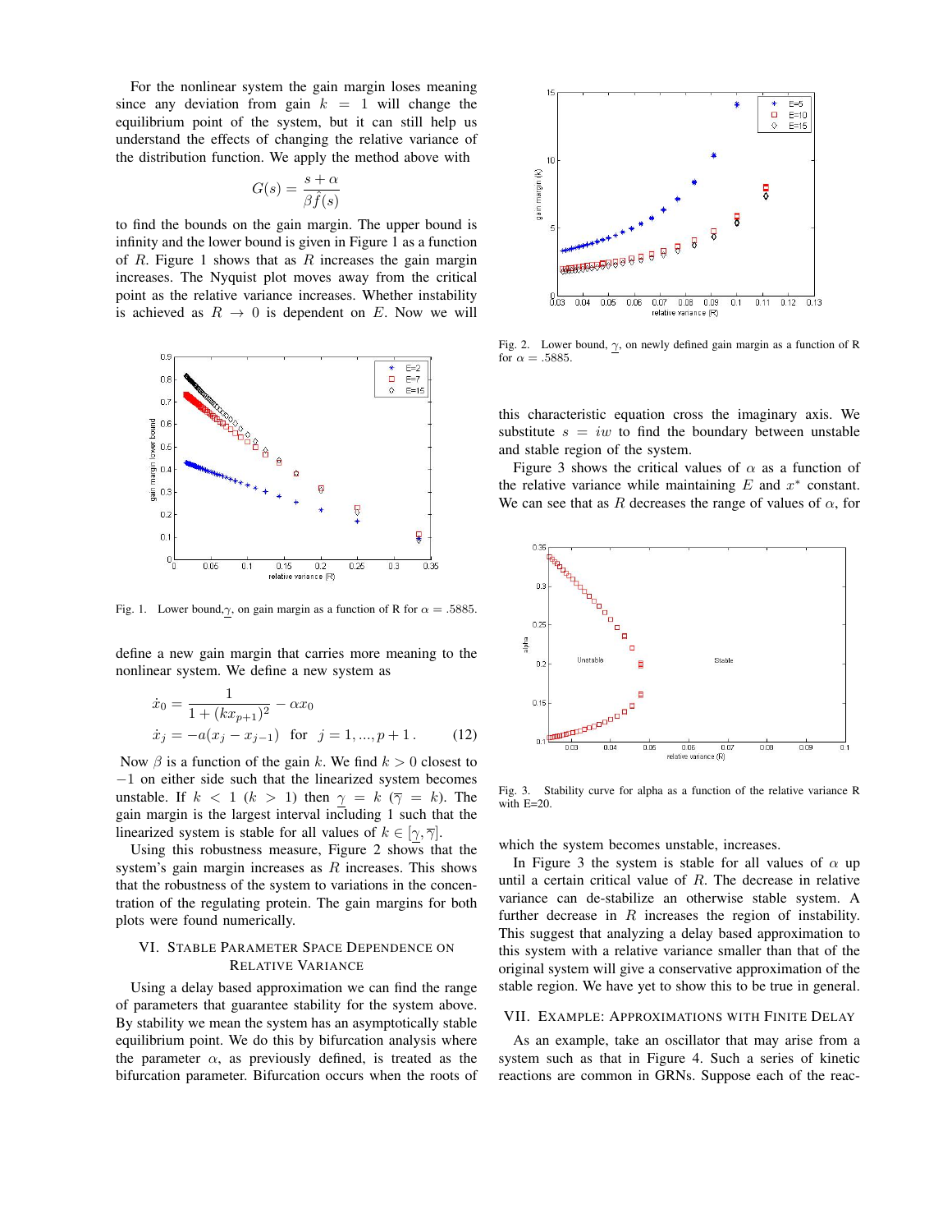For the nonlinear system the gain margin loses meaning since any deviation from gain $k = 1$ will change the equilibrium point of the system, but it can still help us understand the effects of changing the relative variance of the distribution function. We apply the method above with

$$G(s) = \frac{s + \alpha}{\beta \hat{f}(s)}$$

to find the bounds on the gain margin. The upper bound is infinity and the lower bound is given in Figure 1 as a function of $R$. Figure 1 shows that as $R$ increases the gain margin increases. The Nyquist plot moves away from the critical point as the relative variance increases. Whether instability is achieved as $R \to 0$ is dependent on $E$. Now we will define a new gain margin that carries more meaning to the nonlinear system. We define a new system as

$$\dot{x}_0 = \frac{1}{1 + (kx_{p+1})^2} - \alpha x_0$$
$$\dot{x}_j = -a(x_j - x_{j-1}) \quad \text{for} \quad j = 1, ..., p+1\,. \qquad (12)$$

Fig. 1. Lower bound, $\underline{\gamma}$, on gain margin as a function of R for $\alpha = .5885$.

Now $\beta$ is a function of the gain $k$. We find $k > 0$ closest to $-1$ on either side such that the linearized system becomes unstable. If $k < 1$ ($k > 1$) then $\underline{\gamma} = k$ ($\overline{\gamma} = k$). The gain margin is the largest interval including 1 such that the linearized system is stable for all values of $k \in [\underline{\gamma}, \overline{\gamma}]$.

Using this robustness measure, Figure 2 shows that the system's gain margin increases as $R$ increases. This shows that the robustness of the system to variations in the concentration of the regulating protein. The gain margins for both plots were found numerically.

Fig. 2. Lower bound, $\underline{\gamma}$, on newly defined gain margin as a function of R for $\alpha = .5885$.

## VI. Stable Parameter Space Dependence on Relative Variance

Using a delay based approximation we can find the range of parameters that guarantee stability for the system above. By stability we mean the system has an asymptotically stable equilibrium point. We do this by bifurcation analysis where the parameter $\alpha$, as previously defined, is treated as the bifurcation parameter. Bifurcation occurs when the roots of this characteristic equation cross the imaginary axis. We substitute $s = iw$ to find the boundary between unstable and stable region of the system.

Figure 3 shows the critical values of $\alpha$ as a function of the relative variance while maintaining $E$ and $x^*$ constant. We can see that as $R$ decreases the range of values of $\alpha$, for which the system becomes unstable, increases.

Fig. 3. Stability curve for alpha as a function of the relative variance R with E=20.

In Figure 3 the system is stable for all values of $\alpha$ up until a certain critical value of $R$. The decrease in relative variance can de-stabilize an otherwise stable system. A further decrease in $R$ increases the region of instability. This suggest that analyzing a delay based approximation to this system with a relative variance smaller than that of the original system will give a conservative approximation of the stable region. We have yet to show this to be true in general.

## VII. Example: Approximations with Finite Delay

As an example, take an oscillator that may arise from a system such as that in Figure 4. Such a series of kinetic reactions are common in GRNs. Suppose each of the reac-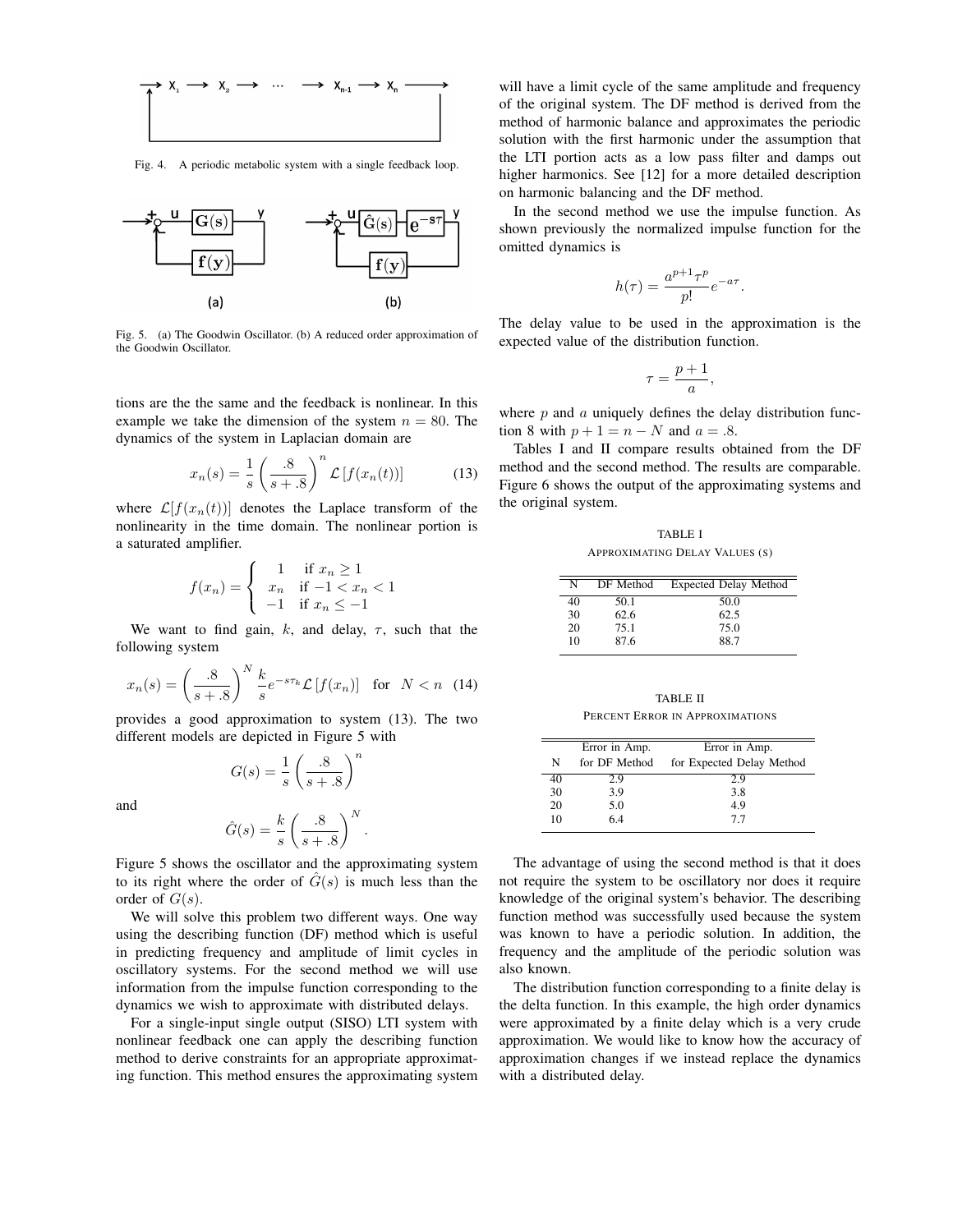Fig. 4. A periodic metabolic system with a single feedback loop.

Fig. 5. (a) The Goodwin Oscillator. (b) A reduced order approximation of the Goodwin Oscillator.

tions are the the same and the feedback is nonlinear. In this example we take the dimension of the system $n = 80$. The dynamics of the system in Laplacian domain are

$$x_n(s) = \frac{1}{s}\left(\frac{.8}{s+.8}\right)^n \mathcal{L}\left[f(x_n(t))\right] \quad (13)$$

where $\mathcal{L}[f(x_n(t))]$ denotes the Laplace transform of the nonlinearity in the time domain. The nonlinear portion is a saturated amplifier.

$$f(x_n) = \begin{cases} 1 & \text{if } x_n \geq 1 \\ x_n & \text{if } -1 < x_n < 1 \\ -1 & \text{if } x_n \leq -1 \end{cases}$$

We want to find gain, $k$, and delay, $\tau$, such that the following system

$$x_n(s) = \left(\frac{.8}{s+.8}\right)^N \frac{k}{s} e^{-s\tau_k} \mathcal{L}\left[f(x_n)\right] \quad \text{for} \quad N < n \quad (14)$$

provides a good approximation to system (13). The two different models are depicted in Figure 5 with

$$G(s) = \frac{1}{s}\left(\frac{.8}{s+.8}\right)^n$$

and

$$\hat{G}(s) = \frac{k}{s}\left(\frac{.8}{s+.8}\right)^N.$$

Figure 5 shows the oscillator and the approximating system to its right where the order of $\hat{G}(s)$ is much less than the order of $G(s)$.

We will solve this problem two different ways. One way using the describing function (DF) method which is useful in predicting frequency and amplitude of limit cycles in oscillatory systems. For the second method we will use information from the impulse function corresponding to the dynamics we wish to approximate with distributed delays.

For a single-input single output (SISO) LTI system with nonlinear feedback one can apply the describing function method to derive constraints for an appropriate approximating function. This method ensures the approximating system will have a limit cycle of the same amplitude and frequency of the original system. The DF method is derived from the method of harmonic balance and approximates the periodic solution with the first harmonic under the assumption that the LTI portion acts as a low pass filter and damps out higher harmonics. See [12] for a more detailed description on harmonic balancing and the DF method.

In the second method we use the impulse function. As shown previously the normalized impulse function for the omitted dynamics is

$$h(\tau) = \frac{a^{p+1}\tau^p}{p!} e^{-a\tau}.$$

The delay value to be used in the approximation is the expected value of the distribution function.

$$\tau = \frac{p+1}{a},$$

where $p$ and $a$ uniquely defines the delay distribution function 8 with $p + 1 = n - N$ and $a = .8$.

Tables I and II compare results obtained from the DF method and the second method. The results are comparable. Figure 6 shows the output of the approximating systems and the original system.

TABLE I

APPROXIMATING DELAY VALUES (S)

| N | DF Method | Expected Delay Method |
|---|---|---|
| 40 | 50.1 | 50.0 |
| 30 | 62.6 | 62.5 |
| 20 | 75.1 | 75.0 |
| 10 | 87.6 | 88.7 |

TABLE II

PERCENT ERROR IN APPROXIMATIONS

| N | Error in Amp. for DF Method | Error in Amp. for Expected Delay Method |
|---|---|---|
| 40 | 2.9 | 2.9 |
| 30 | 3.9 | 3.8 |
| 20 | 5.0 | 4.9 |
| 10 | 6.4 | 7.7 |

The advantage of using the second method is that it does not require the system to be oscillatory nor does it require knowledge of the original system's behavior. The describing function method was successfully used because the system was known to have a periodic solution. In addition, the frequency and the amplitude of the periodic solution was also known.

The distribution function corresponding to a finite delay is the delta function. In this example, the high order dynamics were approximated by a finite delay which is a very crude approximation. We would like to know how the accuracy of approximation changes if we instead replace the dynamics with a distributed delay.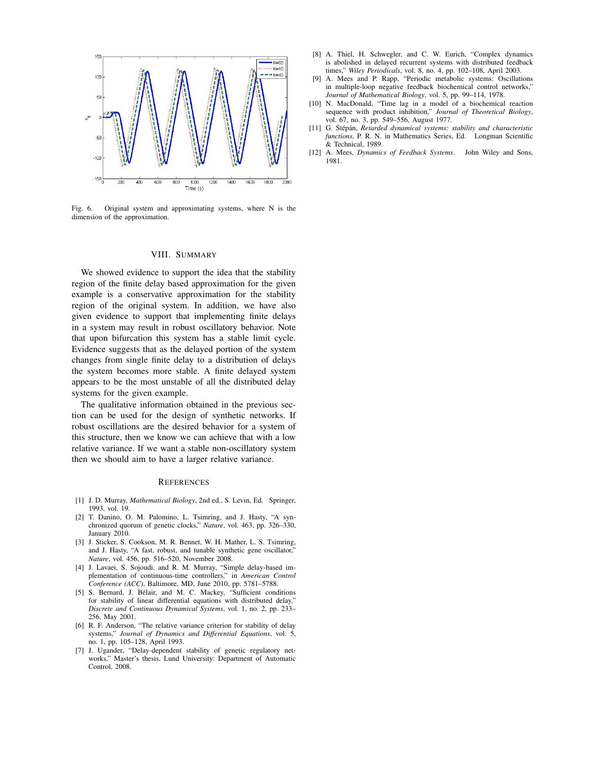150

100

50

$y_0$ 0

-50

-100

-150

0 200 400 600 800 1000 1200 1400 1600 1800 2000

Time (s)

N=80

N=10

N=40

Fig. 6. Original system and approximating systems, where N is the dimension of the approximation.

## VIII. Summary

We showed evidence to support the idea that the stability region of the finite delay based approximation for the given example is a conservative approximation for the stability region of the original system. In addition, we have also given evidence to support that implementing finite delays in a system may result in robust oscillatory behavior. Note that upon bifurcation this system has a stable limit cycle. Evidence suggests that as the delayed portion of the system changes from single finite delay to a distribution of delays the system becomes more stable. A finite delayed system appears to be the most unstable of all the distributed delay systems for the given example.

The qualitative information obtained in the previous section can be used for the design of synthetic networks. If robust oscillations are the desired behavior for a system of this structure, then we know we can achieve that with a low relative variance. If we want a stable non-oscillatory system then we should aim to have a larger relative variance.

## References

[1] J. D. Murray, *Mathematical Biology*, 2nd ed., S. Levin, Ed. Springer, 1993, vol. 19.

[2] T. Danino, O. M. Palomino, L. Tsimring, and J. Hasty, "A synchronized quorum of genetic clocks," *Nature*, vol. 463, pp. 326–330, January 2010.

[3] J. Sticker, S. Cookson, M. R. Bennet, W. H. Mather, L. S. Tsimring, and J. Hasty, "A fast, robust, and tunable synthetic gene oscillator," *Nature*, vol. 456, pp. 516–520, November 2008.

[4] J. Lavaei, S. Sojoudi, and R. M. Murray, "Simple delay-based implementation of continuous-time controllers," in *American Control Conference (ACC)*, Baltimore, MD, June 2010, pp. 5781–5788.

[5] S. Bernard, J. Bélair, and M. C. Mackey, "Sufficient conditions for stability of linear differential equations with distributed delay," *Discrete and Continuous Dynamical Systems*, vol. 1, no. 2, pp. 233–256, May 2001.

[6] R. F. Anderson, "The relative variance criterion for stability of delay systems," *Journal of Dynamics and Differential Equations*, vol. 5, no. 1, pp. 105–128, April 1993.

[7] J. Ugander, "Delay-dependent stability of genetic regulatory networks," Master's thesis, Lund University: Department of Automatic Control, 2008.

[8] A. Thiel, H. Schwegler, and C. W. Eurich, "Complex dynamics is abolished in delayed recurrent systems with distributed feedback times," *Wiley Periodicals*, vol. 8, no. 4, pp. 102–108, April 2003.

[9] A. Mees and P. Rapp, "Periodic metabolic systems: Oscillations in multiple-loop negative feedback biochemical control networks," *Journal of Mathematical Biology*, vol. 5, pp. 99–114, 1978.

[10] N. MacDonald, "Time lag in a model of a biochemical reaction sequence with product inhibition," *Journal of Theoretical Biology*, vol. 67, no. 3, pp. 549–556, August 1977.

[11] G. Stépán, *Retarded dynamical systems: stability and characteristic functions*, P. R. N. in Mathematics Series, Ed. Longman Scientific & Technical, 1989.

[12] A. Mees, *Dynamics of Feedback Systems*. John Wiley and Sons, 1981.